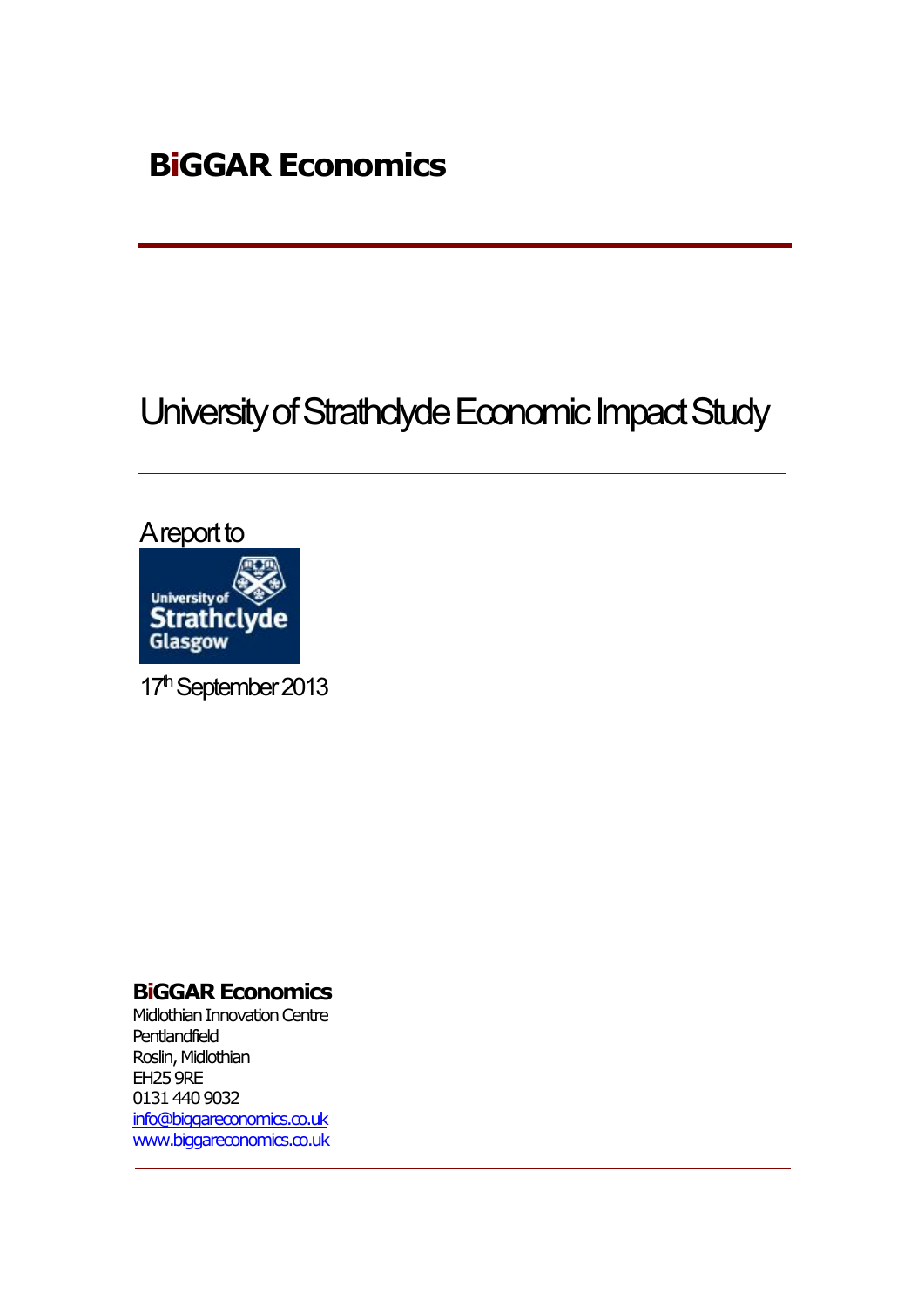**BiGGAR Economics**

# University of Strathclyde Economic Impact Study

A report to

University of Strathclyde Glasgow

17th September 2013

**BiGGAR Economics**
Midlothian Innovation Centre
Pentlandfield
Roslin, Midlothian
EH25 9RE
0131 440 9032
info@biggareconomics.co.uk
www.biggareconomics.co.uk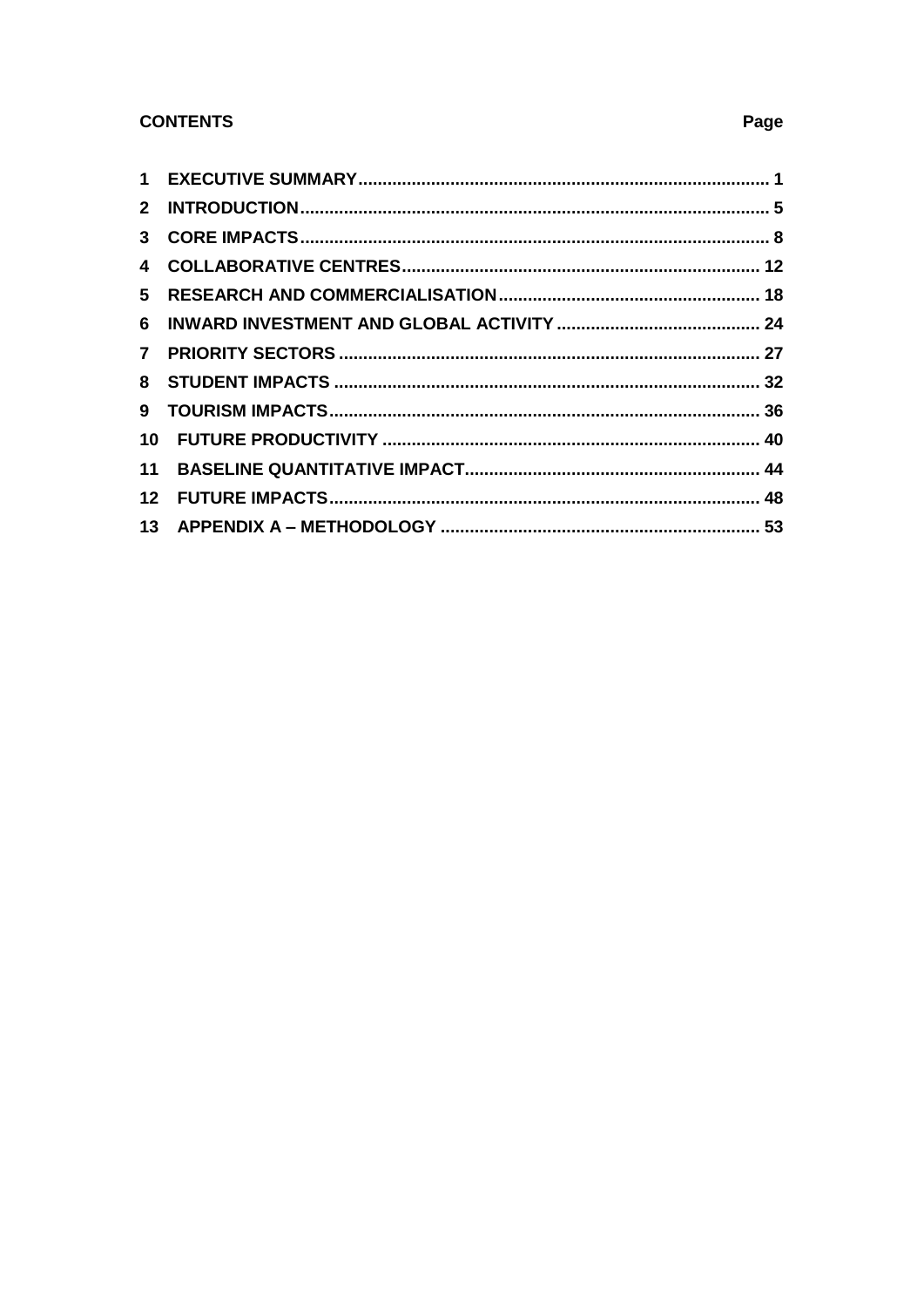**CONTENTS** **Page**

| | | |
|---|---|---|
| 1 | EXECUTIVE SUMMARY | 1 |
| 2 | INTRODUCTION | 5 |
| 3 | CORE IMPACTS | 8 |
| 4 | COLLABORATIVE CENTRES | 12 |
| 5 | RESEARCH AND COMMERCIALISATION | 18 |
| 6 | INWARD INVESTMENT AND GLOBAL ACTIVITY | 24 |
| 7 | PRIORITY SECTORS | 27 |
| 8 | STUDENT IMPACTS | 32 |
| 9 | TOURISM IMPACTS | 36 |
| 10 | FUTURE PRODUCTIVITY | 40 |
| 11 | BASELINE QUANTITATIVE IMPACT | 44 |
| 12 | FUTURE IMPACTS | 48 |
| 13 | APPENDIX A – METHODOLOGY | 53 |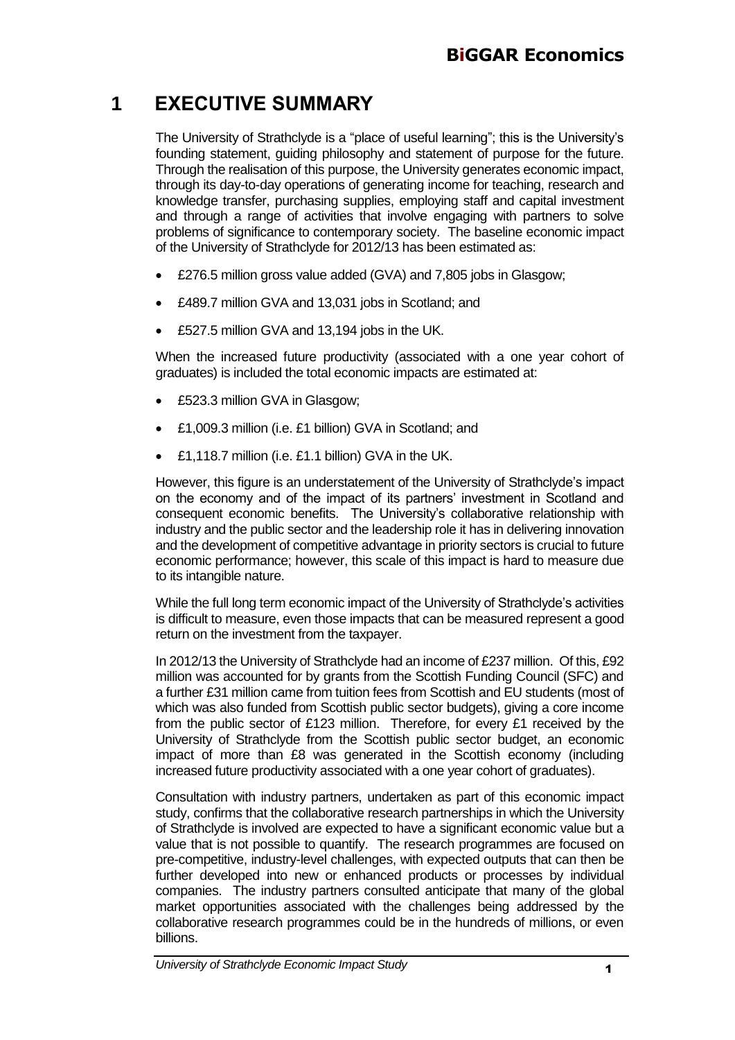# 1 EXECUTIVE SUMMARY

The University of Strathclyde is a "place of useful learning"; this is the University's founding statement, guiding philosophy and statement of purpose for the future. Through the realisation of this purpose, the University generates economic impact, through its day-to-day operations of generating income for teaching, research and knowledge transfer, purchasing supplies, employing staff and capital investment and through a range of activities that involve engaging with partners to solve problems of significance to contemporary society. The baseline economic impact of the University of Strathclyde for 2012/13 has been estimated as:

- £276.5 million gross value added (GVA) and 7,805 jobs in Glasgow;
- £489.7 million GVA and 13,031 jobs in Scotland; and
- £527.5 million GVA and 13,194 jobs in the UK.

When the increased future productivity (associated with a one year cohort of graduates) is included the total economic impacts are estimated at:

- £523.3 million GVA in Glasgow;
- £1,009.3 million (i.e. £1 billion) GVA in Scotland; and
- £1,118.7 million (i.e. £1.1 billion) GVA in the UK.

However, this figure is an understatement of the University of Strathclyde's impact on the economy and of the impact of its partners' investment in Scotland and consequent economic benefits. The University's collaborative relationship with industry and the public sector and the leadership role it has in delivering innovation and the development of competitive advantage in priority sectors is crucial to future economic performance; however, this scale of this impact is hard to measure due to its intangible nature.

While the full long term economic impact of the University of Strathclyde's activities is difficult to measure, even those impacts that can be measured represent a good return on the investment from the taxpayer.

In 2012/13 the University of Strathclyde had an income of £237 million. Of this, £92 million was accounted for by grants from the Scottish Funding Council (SFC) and a further £31 million came from tuition fees from Scottish and EU students (most of which was also funded from Scottish public sector budgets), giving a core income from the public sector of £123 million. Therefore, for every £1 received by the University of Strathclyde from the Scottish public sector budget, an economic impact of more than £8 was generated in the Scottish economy (including increased future productivity associated with a one year cohort of graduates).

Consultation with industry partners, undertaken as part of this economic impact study, confirms that the collaborative research partnerships in which the University of Strathclyde is involved are expected to have a significant economic value but a value that is not possible to quantify. The research programmes are focused on pre-competitive, industry-level challenges, with expected outputs that can then be further developed into new or enhanced products or processes by individual companies. The industry partners consulted anticipate that many of the global market opportunities associated with the challenges being addressed by the collaborative research programmes could be in the hundreds of millions, or even billions.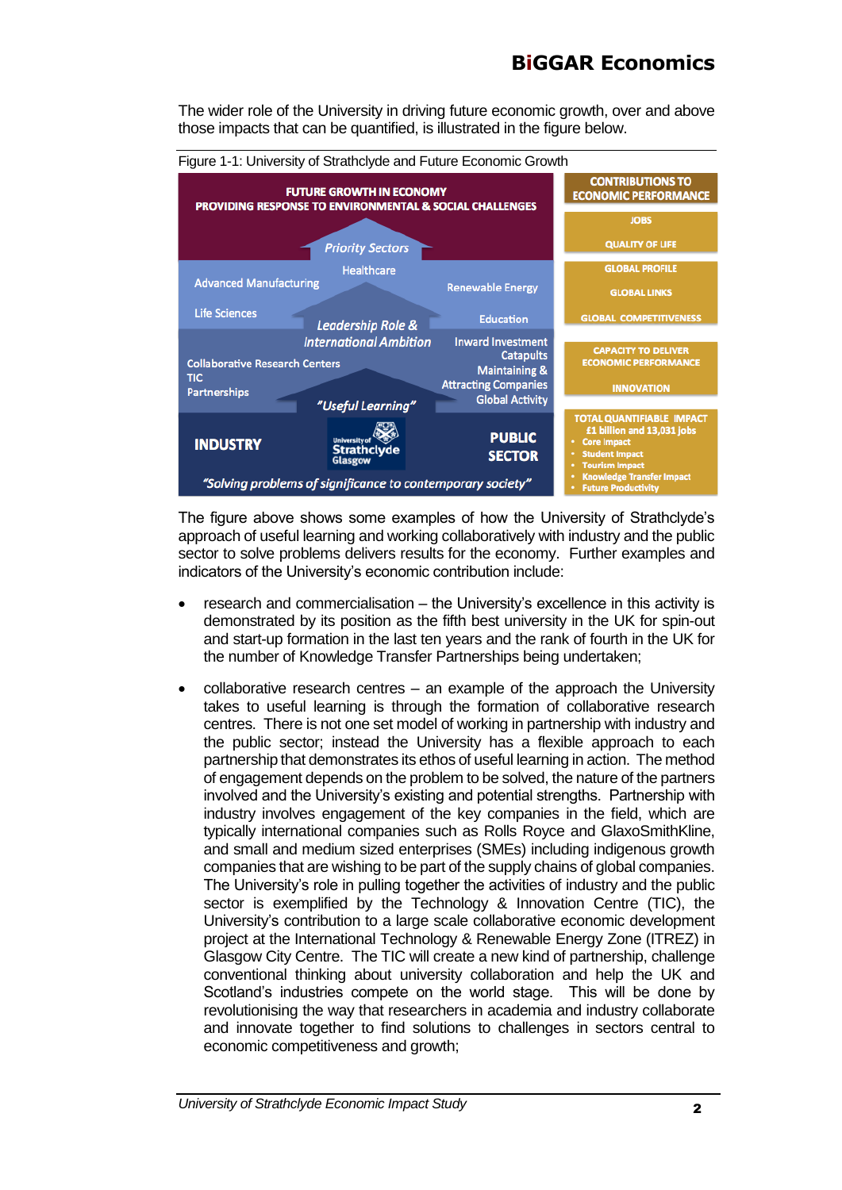The wider role of the University in driving future economic growth, over and above those impacts that can be quantified, is illustrated in the figure below.

Figure 1-1: University of Strathclyde and Future Economic Growth

**FUTURE GROWTH IN ECONOMY**
**PROVIDING RESPONSE TO ENVIRONMENTAL & SOCIAL CHALLENGES**

*Priority Sectors*

Healthcare

Advanced Manufacturing

Renewable Energy

Life Sciences

*Leadership Role & International Ambition*

Education

Inward Investment

Catapults

Collaborative Research Centers

TIC

Partnerships

Maintaining & Attracting Companies

Global Activity

*"Useful Learning"*

**INDUSTRY**

University of Strathclyde Glasgow

**PUBLIC SECTOR**

*"Solving problems of significance to contemporary society"*

**CONTRIBUTIONS TO ECONOMIC PERFORMANCE**

- JOBS
- QUALITY OF LIFE
- GLOBAL PROFILE
- GLOBAL LINKS
- GLOBAL COMPETITIVENESS
- CAPACITY TO DELIVER ECONOMIC PERFORMANCE
- INNOVATION

**TOTAL QUANTIFIABLE IMPACT**
**£1 billion and 13,031 jobs**

- Core Impact
- Student Impact
- Tourism Impact
- Knowledge Transfer Impact
- Future Productivity

The figure above shows some examples of how the University of Strathclyde's approach of useful learning and working collaboratively with industry and the public sector to solve problems delivers results for the economy. Further examples and indicators of the University's economic contribution include:

- research and commercialisation – the University's excellence in this activity is demonstrated by its position as the fifth best university in the UK for spin-out and start-up formation in the last ten years and the rank of fourth in the UK for the number of Knowledge Transfer Partnerships being undertaken;
- collaborative research centres – an example of the approach the University takes to useful learning is through the formation of collaborative research centres. There is not one set model of working in partnership with industry and the public sector; instead the University has a flexible approach to each partnership that demonstrates its ethos of useful learning in action. The method of engagement depends on the problem to be solved, the nature of the partners involved and the University's existing and potential strengths. Partnership with industry involves engagement of the key companies in the field, which are typically international companies such as Rolls Royce and GlaxoSmithKline, and small and medium sized enterprises (SMEs) including indigenous growth companies that are wishing to be part of the supply chains of global companies. The University's role in pulling together the activities of industry and the public sector is exemplified by the Technology & Innovation Centre (TIC), the University's contribution to a large scale collaborative economic development project at the International Technology & Renewable Energy Zone (ITREZ) in Glasgow City Centre. The TIC will create a new kind of partnership, challenge conventional thinking about university collaboration and help the UK and Scotland's industries compete on the world stage. This will be done by revolutionising the way that researchers in academia and industry collaborate and innovate together to find solutions to challenges in sectors central to economic competitiveness and growth;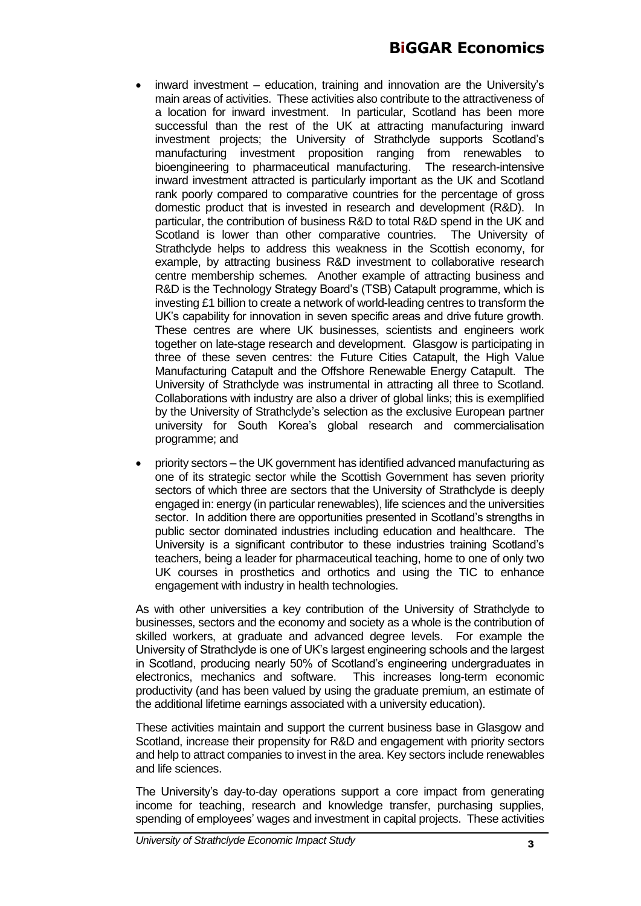- inward investment – education, training and innovation are the University's main areas of activities. These activities also contribute to the attractiveness of a location for inward investment. In particular, Scotland has been more successful than the rest of the UK at attracting manufacturing inward investment projects; the University of Strathclyde supports Scotland's manufacturing investment proposition ranging from renewables to bioengineering to pharmaceutical manufacturing. The research-intensive inward investment attracted is particularly important as the UK and Scotland rank poorly compared to comparative countries for the percentage of gross domestic product that is invested in research and development (R&D). In particular, the contribution of business R&D to total R&D spend in the UK and Scotland is lower than other comparative countries. The University of Strathclyde helps to address this weakness in the Scottish economy, for example, by attracting business R&D investment to collaborative research centre membership schemes. Another example of attracting business and R&D is the Technology Strategy Board's (TSB) Catapult programme, which is investing £1 billion to create a network of world-leading centres to transform the UK's capability for innovation in seven specific areas and drive future growth. These centres are where UK businesses, scientists and engineers work together on late-stage research and development. Glasgow is participating in three of these seven centres: the Future Cities Catapult, the High Value Manufacturing Catapult and the Offshore Renewable Energy Catapult. The University of Strathclyde was instrumental in attracting all three to Scotland. Collaborations with industry are also a driver of global links; this is exemplified by the University of Strathclyde's selection as the exclusive European partner university for South Korea's global research and commercialisation programme; and
- priority sectors – the UK government has identified advanced manufacturing as one of its strategic sector while the Scottish Government has seven priority sectors of which three are sectors that the University of Strathclyde is deeply engaged in: energy (in particular renewables), life sciences and the universities sector. In addition there are opportunities presented in Scotland's strengths in public sector dominated industries including education and healthcare. The University is a significant contributor to these industries training Scotland's teachers, being a leader for pharmaceutical teaching, home to one of only two UK courses in prosthetics and orthotics and using the TIC to enhance engagement with industry in health technologies.

As with other universities a key contribution of the University of Strathclyde to businesses, sectors and the economy and society as a whole is the contribution of skilled workers, at graduate and advanced degree levels. For example the University of Strathclyde is one of UK's largest engineering schools and the largest in Scotland, producing nearly 50% of Scotland's engineering undergraduates in electronics, mechanics and software. This increases long-term economic productivity (and has been valued by using the graduate premium, an estimate of the additional lifetime earnings associated with a university education).

These activities maintain and support the current business base in Glasgow and Scotland, increase their propensity for R&D and engagement with priority sectors and help to attract companies to invest in the area. Key sectors include renewables and life sciences.

The University's day-to-day operations support a core impact from generating income for teaching, research and knowledge transfer, purchasing supplies, spending of employees' wages and investment in capital projects. These activities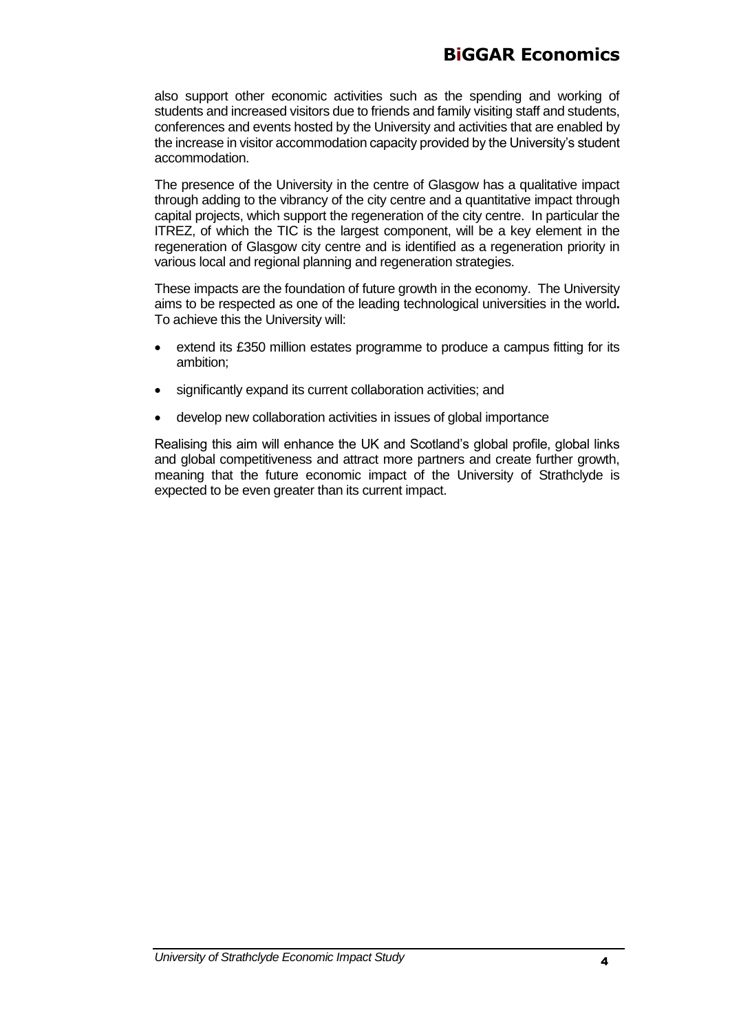also support other economic activities such as the spending and working of students and increased visitors due to friends and family visiting staff and students, conferences and events hosted by the University and activities that are enabled by the increase in visitor accommodation capacity provided by the University's student accommodation.

The presence of the University in the centre of Glasgow has a qualitative impact through adding to the vibrancy of the city centre and a quantitative impact through capital projects, which support the regeneration of the city centre. In particular the ITREZ, of which the TIC is the largest component, will be a key element in the regeneration of Glasgow city centre and is identified as a regeneration priority in various local and regional planning and regeneration strategies.

These impacts are the foundation of future growth in the economy. The University aims to be respected as one of the leading technological universities in the world**.** To achieve this the University will:

- extend its £350 million estates programme to produce a campus fitting for its ambition;
- significantly expand its current collaboration activities; and
- develop new collaboration activities in issues of global importance

Realising this aim will enhance the UK and Scotland's global profile, global links and global competitiveness and attract more partners and create further growth, meaning that the future economic impact of the University of Strathclyde is expected to be even greater than its current impact.